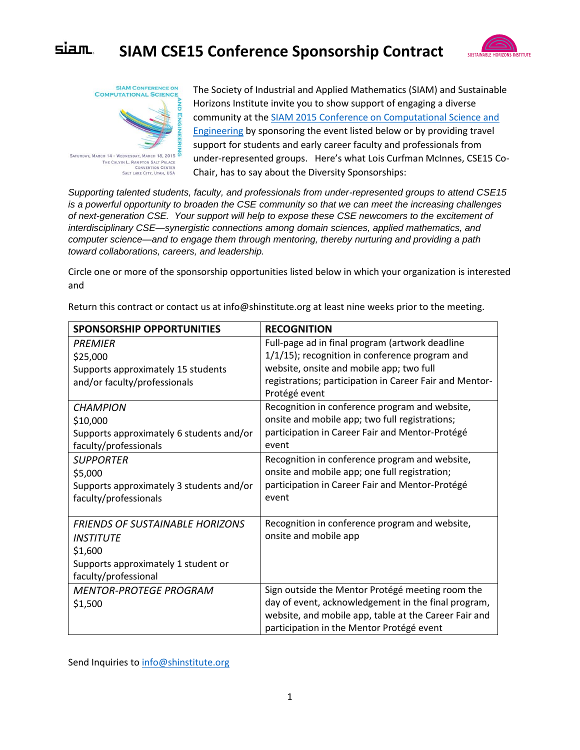# SIAM CSE15 Conference Sponsorship Contract

The Society of Industrial and Applied Mathematics (SIAM) and Sustainable Horizons Institute invite you to show support of engaging a diverse community at the [SIAM 2015 Conference on Computational Science and Engineering](#) by sponsoring the event listed below or by providing travel support for students and early career faculty and professionals from under-represented groups. Here's what Lois Curfman McInnes, CSE15 Co-Chair, has to say about the Diversity Sponsorships:

*Supporting talented students, faculty, and professionals from under-represented groups to attend CSE15 is a powerful opportunity to broaden the CSE community so that we can meet the increasing challenges of next-generation CSE. Your support will help to expose these CSE newcomers to the excitement of interdisciplinary CSE—synergistic connections among domain sciences, applied mathematics, and computer science—and to engage them through mentoring, thereby nurturing and providing a path toward collaborations, careers, and leadership.*

Circle one or more of the sponsorship opportunities listed below in which your organization is interested and

Return this contract or contact us at info@shinstitute.org at least nine weeks prior to the meeting.

| SPONSORSHIP OPPORTUNITIES | RECOGNITION |
|---|---|
| *PREMIER*<br>$25,000<br>Supports approximately 15 students and/or faculty/professionals | Full-page ad in final program (artwork deadline 1/1/15); recognition in conference program and website, onsite and mobile app; two full registrations; participation in Career Fair and Mentor-Protégé event |
| *CHAMPION*<br>$10,000<br>Supports approximately 6 students and/or faculty/professionals | Recognition in conference program and website, onsite and mobile app; two full registrations; participation in Career Fair and Mentor-Protégé event |
| *SUPPORTER*<br>$5,000<br>Supports approximately 3 students and/or faculty/professionals | Recognition in conference program and website, onsite and mobile app; one full registration; participation in Career Fair and Mentor-Protégé event |
| *FRIENDS OF SUSTAINABLE HORIZONS INSTITUTE*<br>$1,600<br>Supports approximately 1 student or faculty/professional | Recognition in conference program and website, onsite and mobile app |
| *MENTOR-PROTEGE PROGRAM*<br>$1,500 | Sign outside the Mentor Protégé meeting room the day of event, acknowledgement in the final program, website, and mobile app, table at the Career Fair and participation in the Mentor Protégé event |

Send Inquiries to [info@shinstitute.org](mailto:info@shinstitute.org)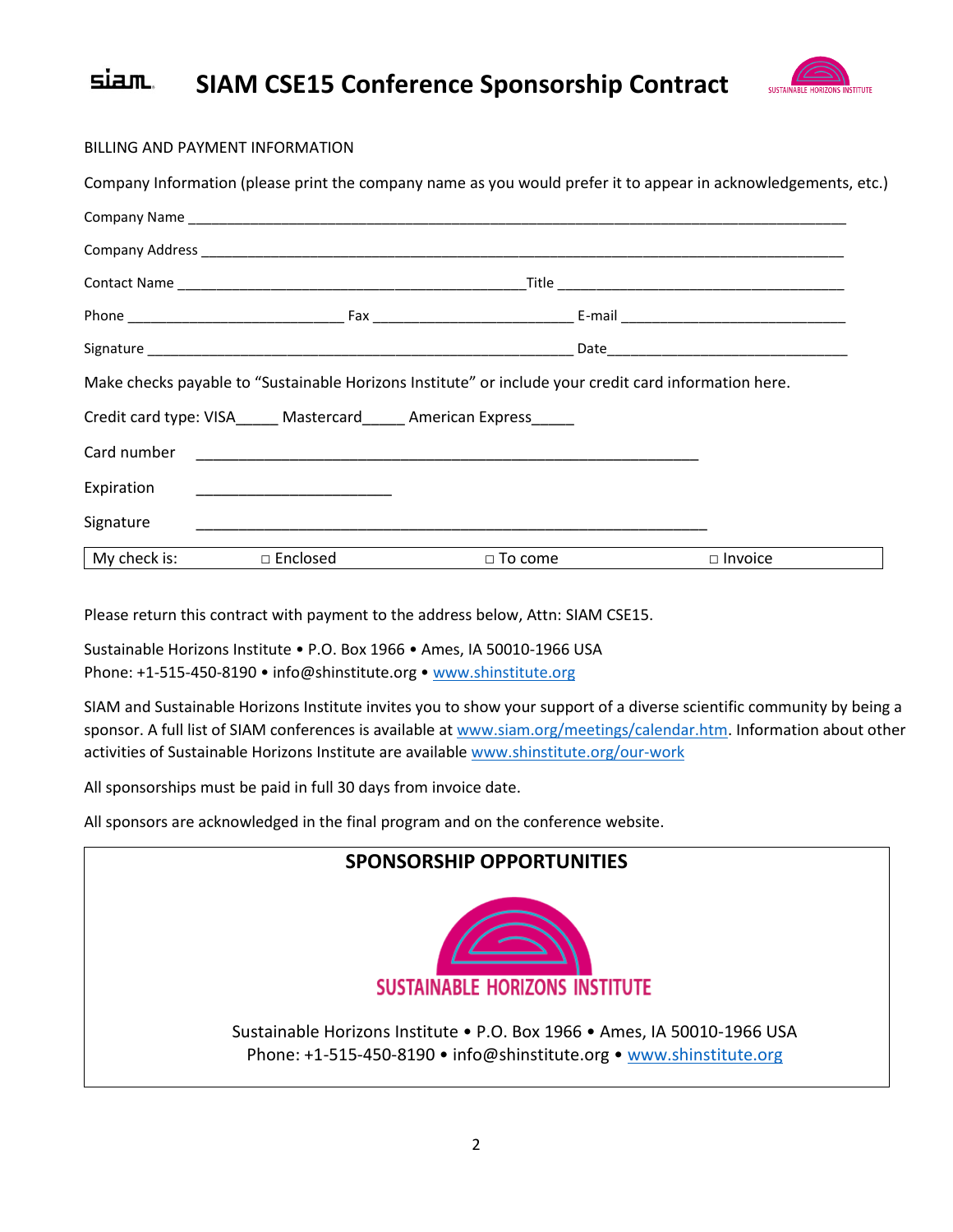# SIAM CSE15 Conference Sponsorship Contract

BILLING AND PAYMENT INFORMATION

Company Information (please print the company name as you would prefer it to appear in acknowledgements, etc.)

Company Name ______________________________________________________________________________

Company Address ____________________________________________________________________________

Contact Name _____________________________________________Title ____________________________________

Phone ____________________________ Fax ___________________________ E-mail ______________________________

Signature ________________________________________________________ Date_______________________________

Make checks payable to "Sustainable Horizons Institute" or include your credit card information here.

Credit card type: VISA_____ Mastercard_____ American Express_____

Card number ________________________________________________________________

Expiration ________________________

Signature ________________________________________________________________

| My check is: | □ Enclosed | □ To come | □ Invoice |
|---|---|---|---|

Please return this contract with payment to the address below, Attn: SIAM CSE15.

Sustainable Horizons Institute • P.O. Box 1966 • Ames, IA 50010-1966 USA
Phone: +1-515-450-8190 • info@shinstitute.org • www.shinstitute.org

SIAM and Sustainable Horizons Institute invites you to show your support of a diverse scientific community by being a sponsor. A full list of SIAM conferences is available at www.siam.org/meetings/calendar.htm. Information about other activities of Sustainable Horizons Institute are available www.shinstitute.org/our-work

All sponsorships must be paid in full 30 days from invoice date.

All sponsors are acknowledged in the final program and on the conference website.

## SPONSORSHIP OPPORTUNITIES

SUSTAINABLE HORIZONS INSTITUTE

Sustainable Horizons Institute • P.O. Box 1966 • Ames, IA 50010-1966 USA
Phone: +1-515-450-8190 • info@shinstitute.org • www.shinstitute.org